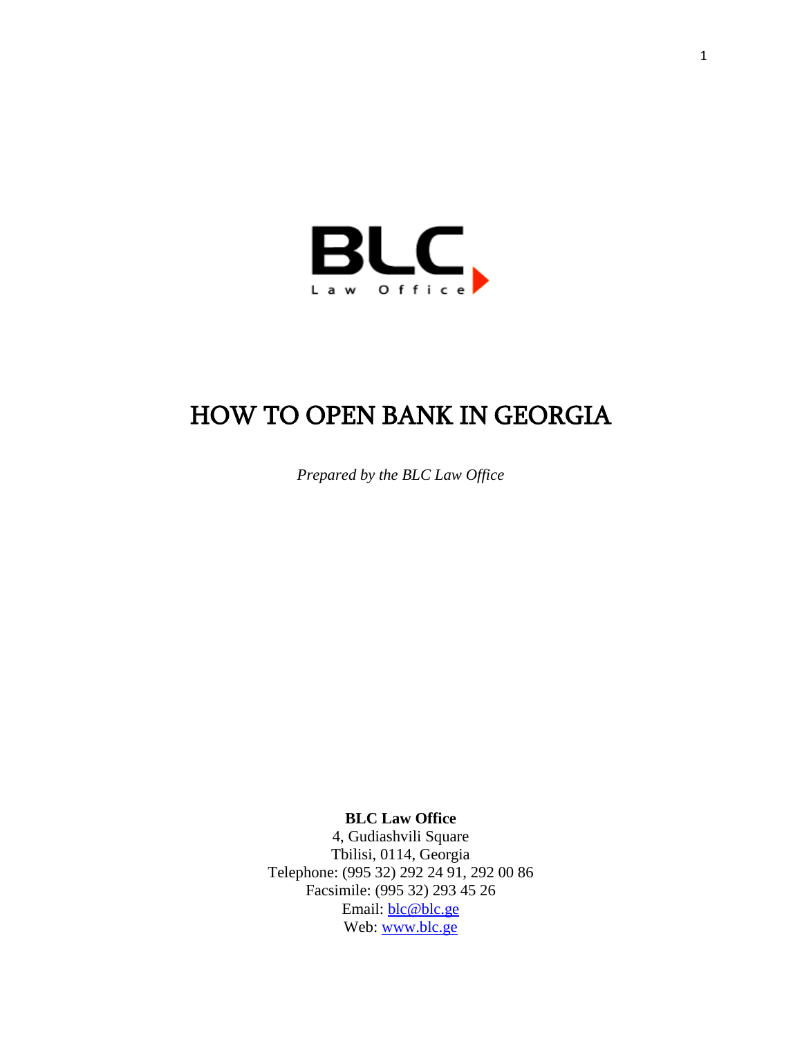BLC

Law Office

# HOW TO OPEN BANK IN GEORGIA

*Prepared by the BLC Law Office*

**BLC Law Office**
4, Gudiashvili Square
Tbilisi, 0114, Georgia
Telephone: (995 32) 292 24 91, 292 00 86
Facsimile: (995 32) 293 45 26
Email: blc@blc.ge
Web: www.blc.ge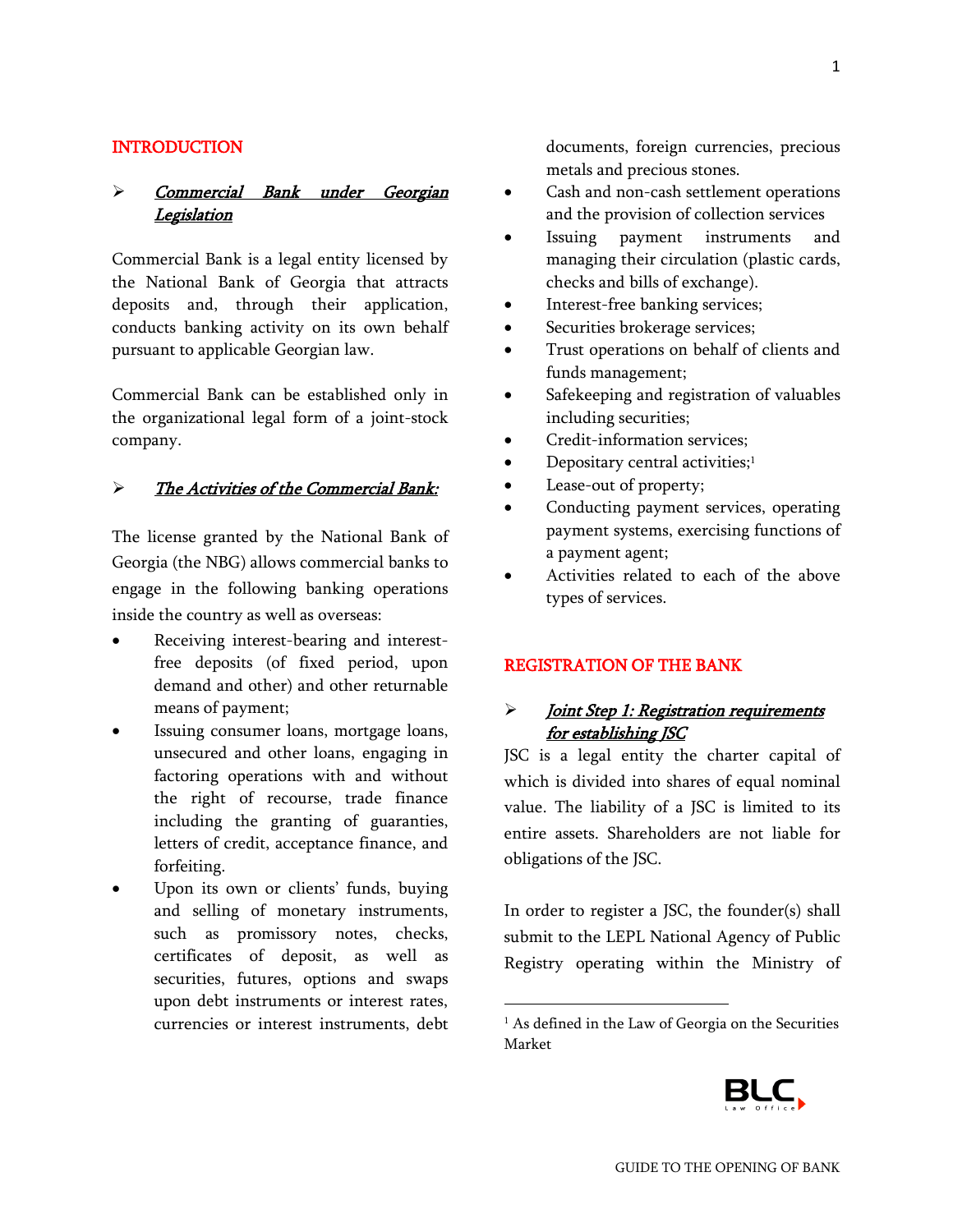# INTRODUCTION

## ➢ ***Commercial Bank under Georgian Legislation***

Commercial Bank is a legal entity licensed by the National Bank of Georgia that attracts deposits and, through their application, conducts banking activity on its own behalf pursuant to applicable Georgian law.

Commercial Bank can be established only in the organizational legal form of a joint-stock company.

## ➢ ***The Activities of the Commercial Bank:***

The license granted by the National Bank of Georgia (the NBG) allows commercial banks to engage in the following banking operations inside the country as well as overseas:

- Receiving interest-bearing and interest-free deposits (of fixed period, upon demand and other) and other returnable means of payment;
- Issuing consumer loans, mortgage loans, unsecured and other loans, engaging in factoring operations with and without the right of recourse, trade finance including the granting of guaranties, letters of credit, acceptance finance, and forfeiting.
- Upon its own or clients' funds, buying and selling of monetary instruments, such as promissory notes, checks, certificates of deposit, as well as securities, futures, options and swaps upon debt instruments or interest rates, currencies or interest instruments, debt documents, foreign currencies, precious metals and precious stones.
- Cash and non-cash settlement operations and the provision of collection services
- Issuing payment instruments and managing their circulation (plastic cards, checks and bills of exchange).
- Interest-free banking services;
- Securities brokerage services;
- Trust operations on behalf of clients and funds management;
- Safekeeping and registration of valuables including securities;
- Credit-information services;
- Depositary central activities;[1]
- Lease-out of property;
- Conducting payment services, operating payment systems, exercising functions of a payment agent;
- Activities related to each of the above types of services.

# REGISTRATION OF THE BANK

## ➢ ***Joint Step 1: Registration requirements for establishing JSC***

JSC is a legal entity the charter capital of which is divided into shares of equal nominal value. The liability of a JSC is limited to its entire assets. Shareholders are not liable for obligations of the JSC.

In order to register a JSC, the founder(s) shall submit to the LEPL National Agency of Public Registry operating within the Ministry of

[1] As defined in the Law of Georgia on the Securities Market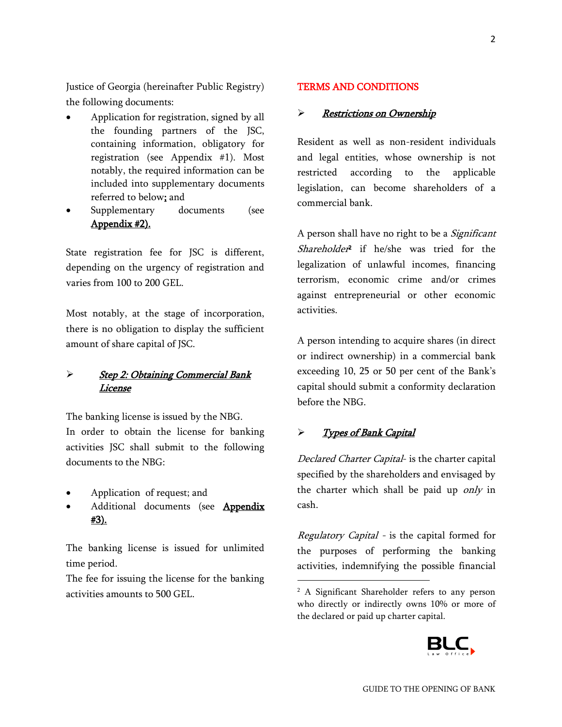Justice of Georgia (hereinafter Public Registry) the following documents:

- Application for registration, signed by all the founding partners of the JSC, containing information, obligatory for registration (see Appendix #1). Most notably, the required information can be included into supplementary documents referred to below; and
- Supplementary documents (see Appendix #2).

State registration fee for JSC is different, depending on the urgency of registration and varies from 100 to 200 GEL.

Most notably, at the stage of incorporation, there is no obligation to display the sufficient amount of share capital of JSC.

### *Step 2: Obtaining Commercial Bank License*

The banking license is issued by the NBG.
In order to obtain the license for banking activities JSC shall submit to the following documents to the NBG:

- Application of request; and
- Additional documents (see **Appendix #3).**

The banking license is issued for unlimited time period.
The fee for issuing the license for the banking activities amounts to 500 GEL.

## TERMS AND CONDITIONS

### *Restrictions on Ownership*

Resident as well as non-resident individuals and legal entities, whose ownership is not restricted according to the applicable legislation, can become shareholders of a commercial bank.

A person shall have no right to be a *Significant Shareholder*[2] if he/she was tried for the legalization of unlawful incomes, financing terrorism, economic crime and/or crimes against entrepreneurial or other economic activities.

A person intending to acquire shares (in direct or indirect ownership) in a commercial bank exceeding 10, 25 or 50 per cent of the Bank's capital should submit a conformity declaration before the NBG.

### *Types of Bank Capital*

*Declared Charter Capital*- is the charter capital specified by the shareholders and envisaged by the charter which shall be paid up *only* in cash.

*Regulatory Capital* - is the capital formed for the purposes of performing the banking activities, indemnifying the possible financial

[2] A Significant Shareholder refers to any person who directly or indirectly owns 10% or more of the declared or paid up charter capital.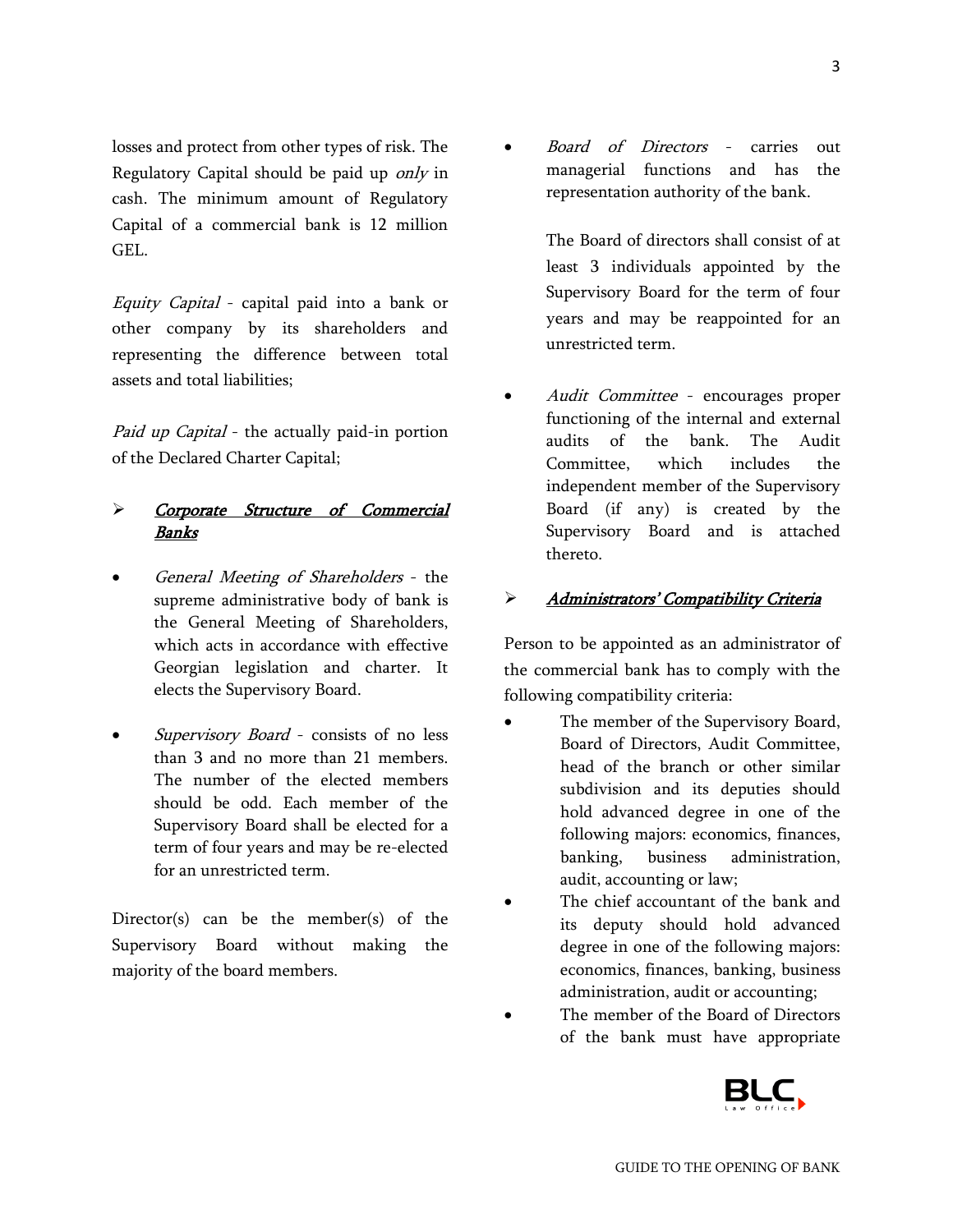losses and protect from other types of risk. The Regulatory Capital should be paid up *only* in cash. The minimum amount of Regulatory Capital of a commercial bank is 12 million GEL.

*Equity Capital* - capital paid into a bank or other company by its shareholders and representing the difference between total assets and total liabilities;

*Paid up Capital* - the actually paid-in portion of the Declared Charter Capital;

## ➢ ***Corporate Structure of Commercial Banks***

- *General Meeting of Shareholders* - the supreme administrative body of bank is the General Meeting of Shareholders, which acts in accordance with effective Georgian legislation and charter. It elects the Supervisory Board.

- *Supervisory Board* - consists of no less than 3 and no more than 21 members. The number of the elected members should be odd. Each member of the Supervisory Board shall be elected for a term of four years and may be re-elected for an unrestricted term.

Director(s) can be the member(s) of the Supervisory Board without making the majority of the board members.

- *Board of Directors* - carries out managerial functions and has the representation authority of the bank.

  The Board of directors shall consist of at least 3 individuals appointed by the Supervisory Board for the term of four years and may be reappointed for an unrestricted term.

- *Audit Committee* - encourages proper functioning of the internal and external audits of the bank. The Audit Committee, which includes the independent member of the Supervisory Board (if any) is created by the Supervisory Board and is attached thereto.

## ➢ ***Administrators' Compatibility Criteria***

Person to be appointed as an administrator of the commercial bank has to comply with the following compatibility criteria:

- The member of the Supervisory Board, Board of Directors, Audit Committee, head of the branch or other similar subdivision and its deputies should hold advanced degree in one of the following majors: economics, finances, banking, business administration, audit, accounting or law;
- The chief accountant of the bank and its deputy should hold advanced degree in one of the following majors: economics, finances, banking, business administration, audit or accounting;
- The member of the Board of Directors of the bank must have appropriate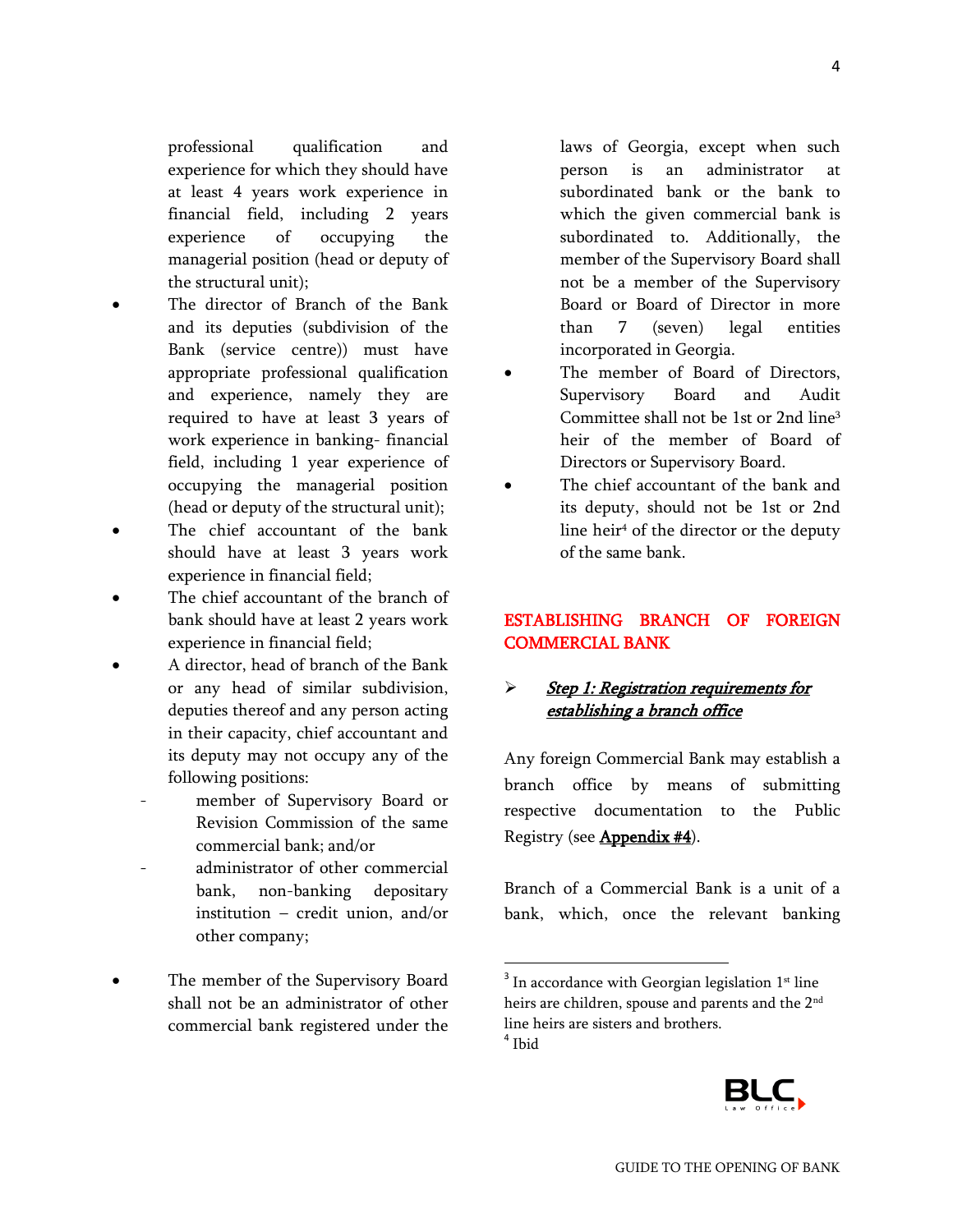professional qualification and experience for which they should have at least 4 years work experience in financial field, including 2 years experience of occupying the managerial position (head or deputy of the structural unit);

- The director of Branch of the Bank and its deputies (subdivision of the Bank (service centre)) must have appropriate professional qualification and experience, namely they are required to have at least 3 years of work experience in banking- financial field, including 1 year experience of occupying the managerial position (head or deputy of the structural unit);
- The chief accountant of the bank should have at least 3 years work experience in financial field;
- The chief accountant of the branch of bank should have at least 2 years work experience in financial field;
- A director, head of branch of the Bank or any head of similar subdivision, deputies thereof and any person acting in their capacity, chief accountant and its deputy may not occupy any of the following positions:
  - member of Supervisory Board or Revision Commission of the same commercial bank; and/or
  - administrator of other commercial bank, non-banking depositary institution – credit union, and/or other company;
- The member of the Supervisory Board shall not be an administrator of other commercial bank registered under the laws of Georgia, except when such person is an administrator at subordinated bank or the bank to which the given commercial bank is subordinated to. Additionally, the member of the Supervisory Board shall not be a member of the Supervisory Board or Board of Director in more than 7 (seven) legal entities incorporated in Georgia.
- The member of Board of Directors, Supervisory Board and Audit Committee shall not be 1st or 2nd line[3] heir of the member of Board of Directors or Supervisory Board.
- The chief accountant of the bank and its deputy, should not be 1st or 2nd line heir[4] of the director or the deputy of the same bank.

## ESTABLISHING BRANCH OF FOREIGN COMMERCIAL BANK

- ***Step 1: Registration requirements for establishing a branch office***

Any foreign Commercial Bank may establish a branch office by means of submitting respective documentation to the Public Registry (see **Appendix #4**).

Branch of a Commercial Bank is a unit of a bank, which, once the relevant banking

[3] In accordance with Georgian legislation 1st line heirs are children, spouse and parents and the 2nd line heirs are sisters and brothers.

[4] Ibid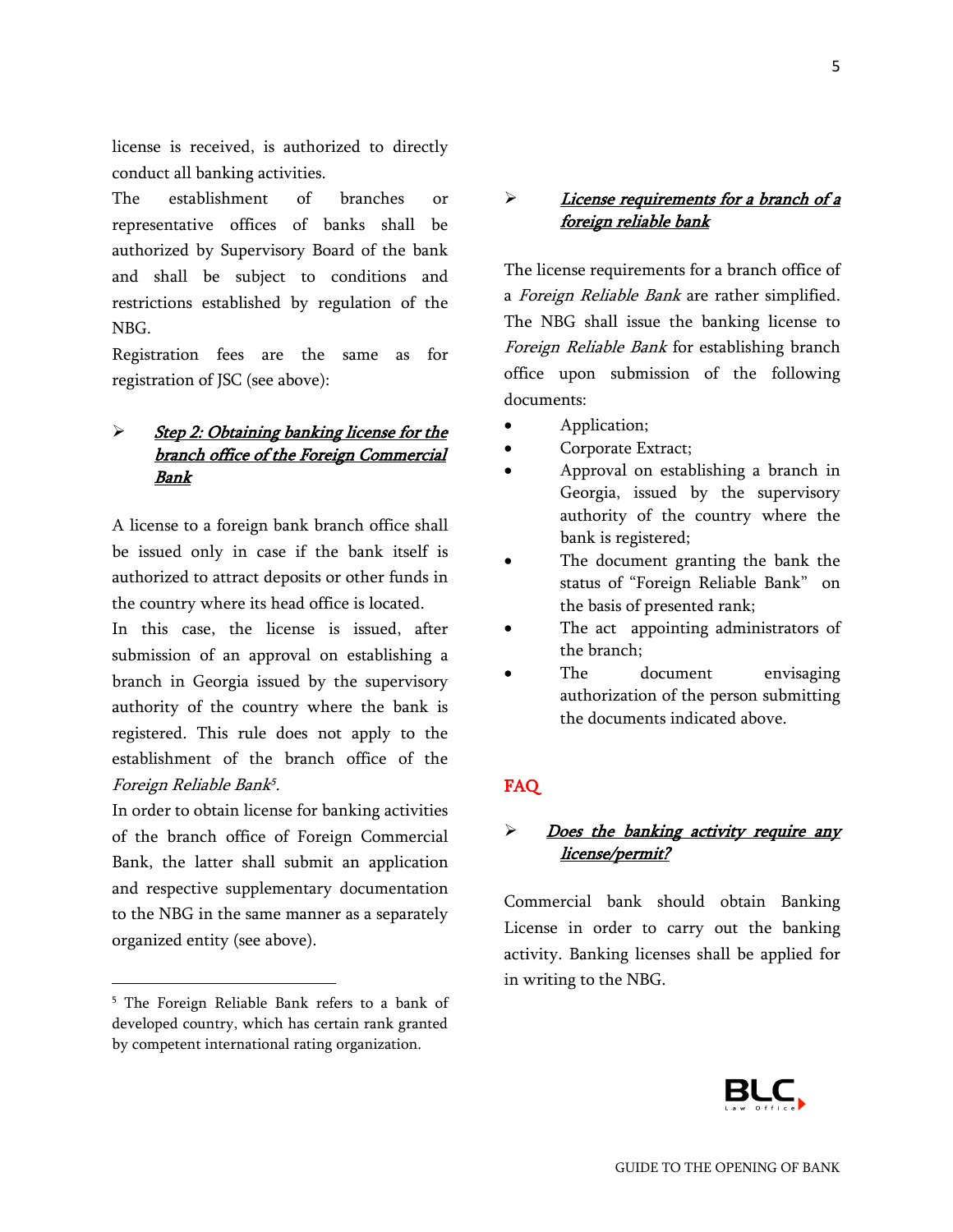license is received, is authorized to directly conduct all banking activities.

The establishment of branches or representative offices of banks shall be authorized by Supervisory Board of the bank and shall be subject to conditions and restrictions established by regulation of the NBG.

Registration fees are the same as for registration of JSC (see above):

- ***Step 2: Obtaining banking license for the branch office of the Foreign Commercial Bank***

A license to a foreign bank branch office shall be issued only in case if the bank itself is authorized to attract deposits or other funds in the country where its head office is located.

In this case, the license is issued, after submission of an approval on establishing a branch in Georgia issued by the supervisory authority of the country where the bank is registered. This rule does not apply to the establishment of the branch office of the *Foreign Reliable Bank*[5].

In order to obtain license for banking activities of the branch office of Foreign Commercial Bank, the latter shall submit an application and respective supplementary documentation to the NBG in the same manner as a separately organized entity (see above).

- ***License requirements for a branch of a foreign reliable bank***

The license requirements for a branch office of a *Foreign Reliable Bank* are rather simplified. The NBG shall issue the banking license to *Foreign Reliable Bank* for establishing branch office upon submission of the following documents:

- Application;
- Corporate Extract;
- Approval on establishing a branch in Georgia, issued by the supervisory authority of the country where the bank is registered;
- The document granting the bank the status of "Foreign Reliable Bank" on the basis of presented rank;
- The act appointing administrators of the branch;
- The document envisaging authorization of the person submitting the documents indicated above.

## FAQ

- ***Does the banking activity require any license/permit?***

Commercial bank should obtain Banking License in order to carry out the banking activity. Banking licenses shall be applied for in writing to the NBG.

---

[5] The Foreign Reliable Bank refers to a bank of developed country, which has certain rank granted by competent international rating organization.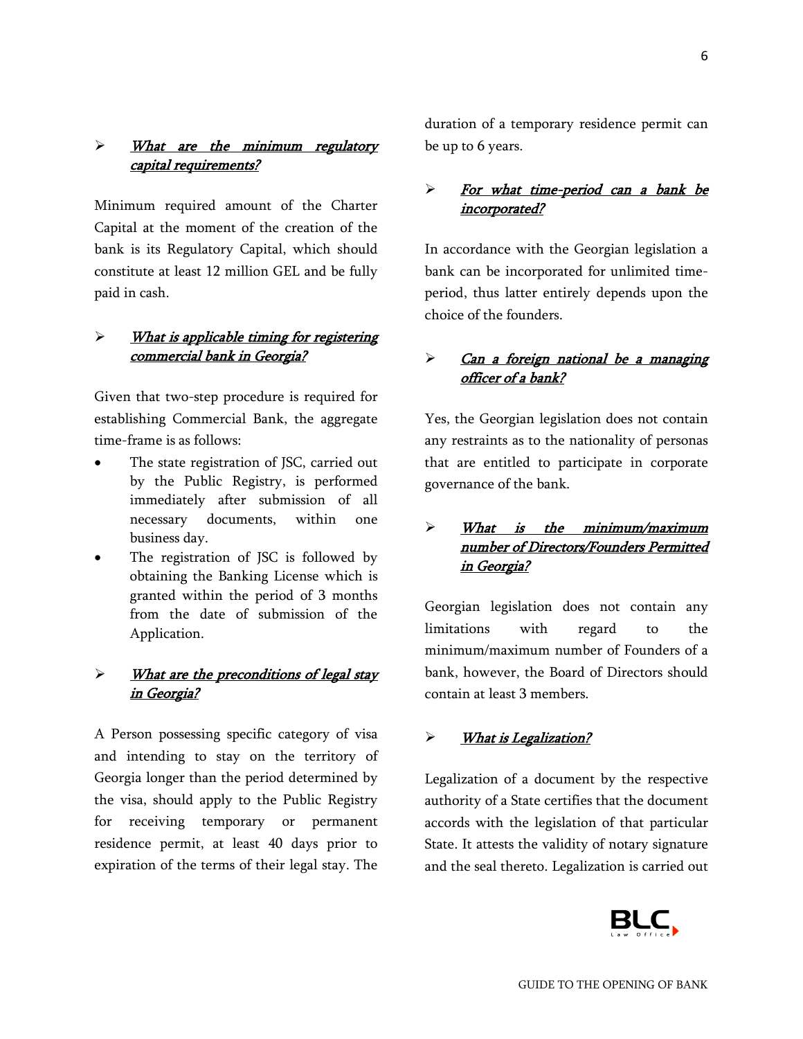- ***What are the minimum regulatory capital requirements?***

Minimum required amount of the Charter Capital at the moment of the creation of the bank is its Regulatory Capital, which should constitute at least 12 million GEL and be fully paid in cash.

- ***What is applicable timing for registering commercial bank in Georgia?***

Given that two-step procedure is required for establishing Commercial Bank, the aggregate time-frame is as follows:

- The state registration of JSC, carried out by the Public Registry, is performed immediately after submission of all necessary documents, within one business day.
- The registration of JSC is followed by obtaining the Banking License which is granted within the period of 3 months from the date of submission of the Application.

- ***What are the preconditions of legal stay in Georgia?***

A Person possessing specific category of visa and intending to stay on the territory of Georgia longer than the period determined by the visa, should apply to the Public Registry for receiving temporary or permanent residence permit, at least 40 days prior to expiration of the terms of their legal stay. The duration of a temporary residence permit can be up to 6 years.

- ***For what time-period can a bank be incorporated?***

In accordance with the Georgian legislation a bank can be incorporated for unlimited time-period, thus latter entirely depends upon the choice of the founders.

- ***Can a foreign national be a managing officer of a bank?***

Yes, the Georgian legislation does not contain any restraints as to the nationality of personas that are entitled to participate in corporate governance of the bank.

- ***What is the minimum/maximum number of Directors/Founders Permitted in Georgia?***

Georgian legislation does not contain any limitations with regard to the minimum/maximum number of Founders of a bank, however, the Board of Directors should contain at least 3 members.

- ***What is Legalization?***

Legalization of a document by the respective authority of a State certifies that the document accords with the legislation of that particular State. It attests the validity of notary signature and the seal thereto. Legalization is carried out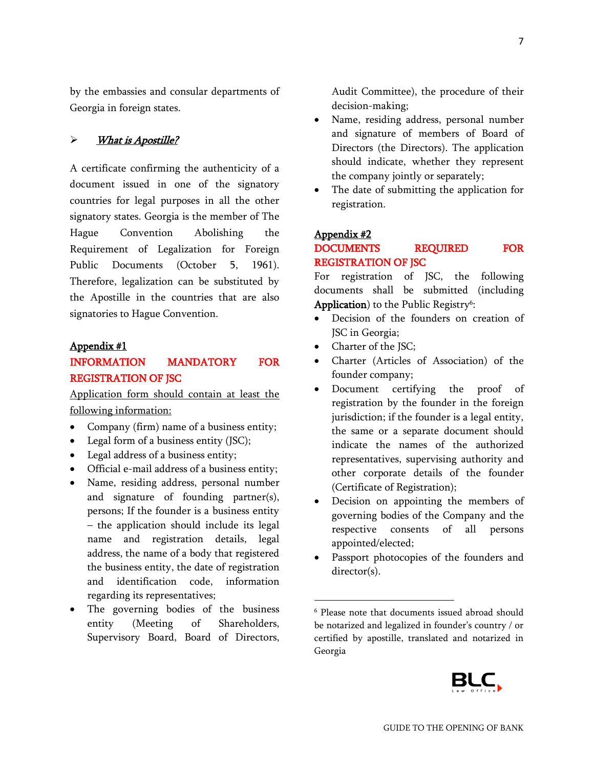by the embassies and consular departments of Georgia in foreign states.

➢ ***What is Apostille?***

A certificate confirming the authenticity of a document issued in one of the signatory countries for legal purposes in all the other signatory states. Georgia is the member of The Hague Convention Abolishing the Requirement of Legalization for Foreign Public Documents (October 5, 1961). Therefore, legalization can be substituted by the Apostille in the countries that are also signatories to Hague Convention.

## Appendix #1

## INFORMATION MANDATORY FOR REGISTRATION OF JSC

Application form should contain at least the following information:

- Company (firm) name of a business entity;
- Legal form of a business entity (JSC);
- Legal address of a business entity;
- Official e-mail address of a business entity;
- Name, residing address, personal number and signature of founding partner(s), persons; If the founder is a business entity – the application should include its legal name and registration details, legal address, the name of a body that registered the business entity, the date of registration and identification code, information regarding its representatives;
- The governing bodies of the business entity (Meeting of Shareholders, Supervisory Board, Board of Directors, Audit Committee), the procedure of their decision-making;
- Name, residing address, personal number and signature of members of Board of Directors (the Directors). The application should indicate, whether they represent the company jointly or separately;
- The date of submitting the application for registration.

## Appendix #2

## DOCUMENTS REQUIRED FOR REGISTRATION OF JSC

For registration of JSC, the following documents shall be submitted (including **Application**) to the Public Registry[6]:

- Decision of the founders on creation of JSC in Georgia;
- Charter of the JSC;
- Charter (Articles of Association) of the founder company;
- Document certifying the proof of registration by the founder in the foreign jurisdiction; if the founder is a legal entity, the same or a separate document should indicate the names of the authorized representatives, supervising authority and other corporate details of the founder (Certificate of Registration);
- Decision on appointing the members of governing bodies of the Company and the respective consents of all persons appointed/elected;
- Passport photocopies of the founders and director(s).

[6] Please note that documents issued abroad should be notarized and legalized in founder's country / or certified by apostille, translated and notarized in Georgia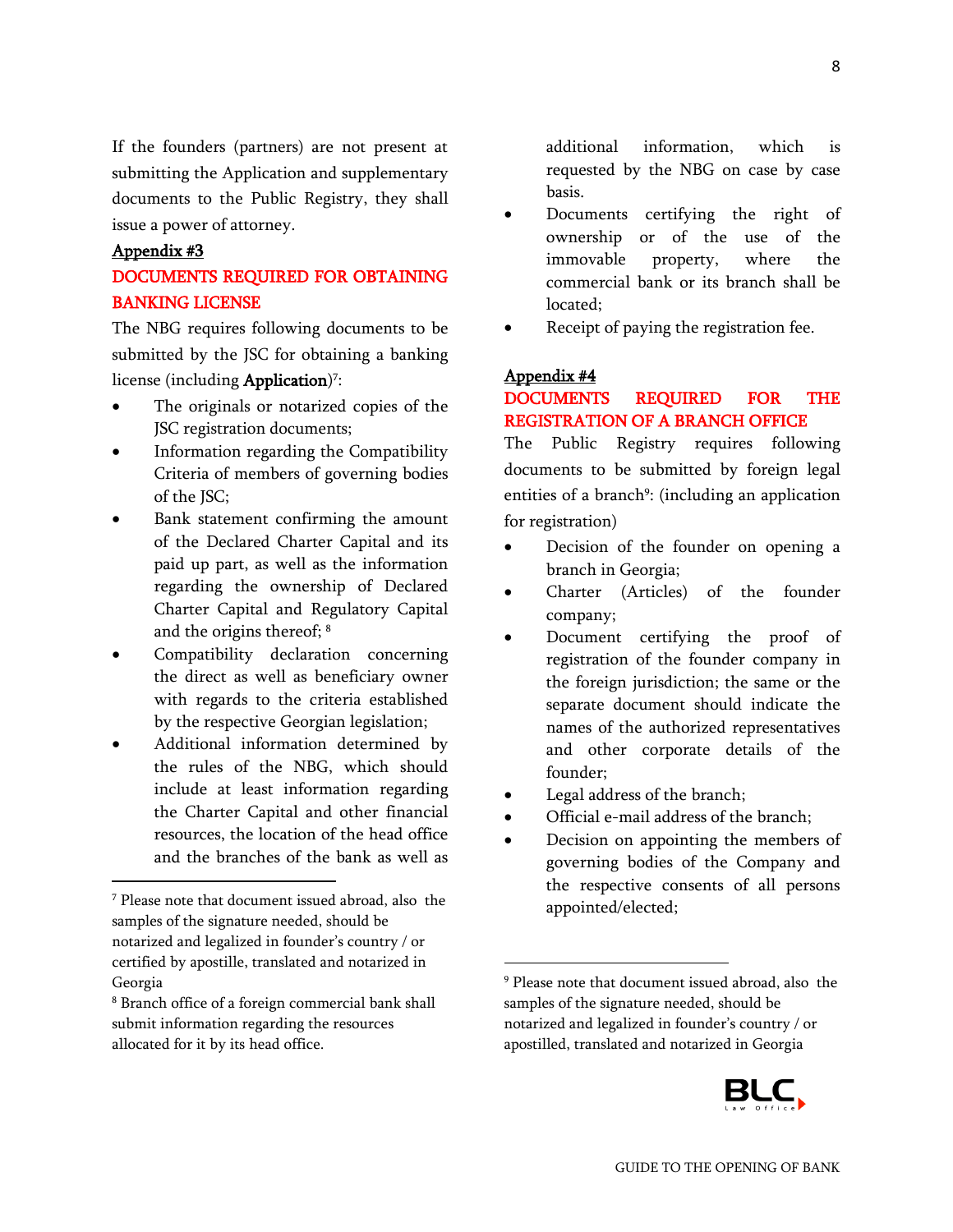If the founders (partners) are not present at submitting the Application and supplementary documents to the Public Registry, they shall issue a power of attorney.

**Appendix #3**

## DOCUMENTS REQUIRED FOR OBTAINING BANKING LICENSE

The NBG requires following documents to be submitted by the JSC for obtaining a banking license (including **Application**)[7]:

- The originals or notarized copies of the JSC registration documents;
- Information regarding the Compatibility Criteria of members of governing bodies of the JSC;
- Bank statement confirming the amount of the Declared Charter Capital and its paid up part, as well as the information regarding the ownership of Declared Charter Capital and Regulatory Capital and the origins thereof; [8]
- Compatibility declaration concerning the direct as well as beneficiary owner with regards to the criteria established by the respective Georgian legislation;
- Additional information determined by the rules of the NBG, which should include at least information regarding the Charter Capital and other financial resources, the location of the head office and the branches of the bank as well as additional information, which is requested by the NBG on case by case basis.
- Documents certifying the right of ownership or of the use of the immovable property, where the commercial bank or its branch shall be located;
- Receipt of paying the registration fee.

**Appendix #4**

## DOCUMENTS REQUIRED FOR THE REGISTRATION OF A BRANCH OFFICE

The Public Registry requires following documents to be submitted by foreign legal entities of a branch[9]: (including an application for registration)

- Decision of the founder on opening a branch in Georgia;
- Charter (Articles) of the founder company;
- Document certifying the proof of registration of the founder company in the foreign jurisdiction; the same or the separate document should indicate the names of the authorized representatives and other corporate details of the founder;
- Legal address of the branch;
- Official e-mail address of the branch;
- Decision on appointing the members of governing bodies of the Company and the respective consents of all persons appointed/elected;

---

[7] Please note that document issued abroad, also the samples of the signature needed, should be notarized and legalized in founder's country / or certified by apostille, translated and notarized in Georgia

[8] Branch office of a foreign commercial bank shall submit information regarding the resources allocated for it by its head office.

[9] Please note that document issued abroad, also the samples of the signature needed, should be notarized and legalized in founder's country / or apostilled, translated and notarized in Georgia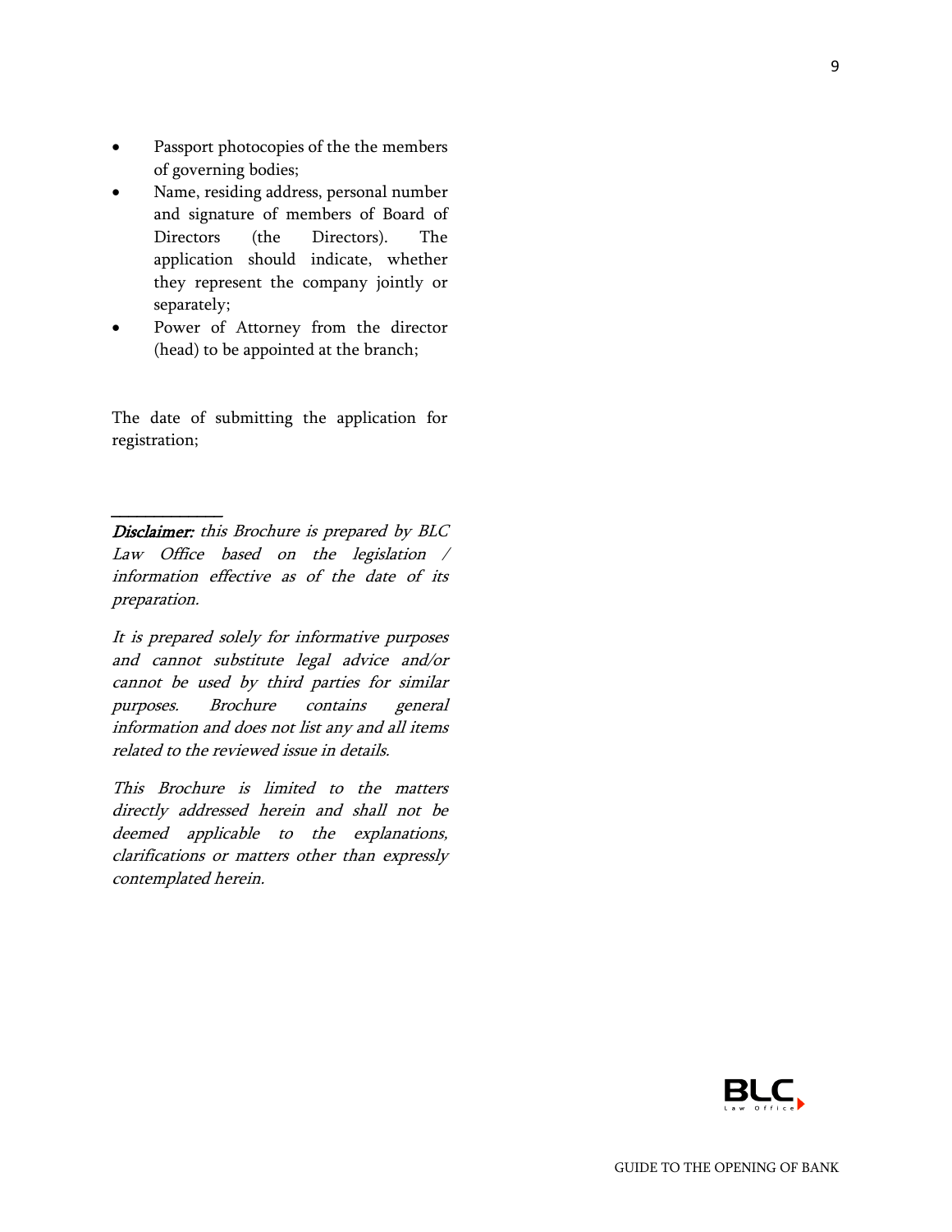- Passport photocopies of the the members of governing bodies;
- Name, residing address, personal number and signature of members of Board of Directors (the Directors). The application should indicate, whether they represent the company jointly or separately;
- Power of Attorney from the director (head) to be appointed at the branch;

The date of submitting the application for registration;

---

***Disclaimer:*** *this Brochure is prepared by BLC Law Office based on the legislation / information effective as of the date of its preparation.*

*It is prepared solely for informative purposes and cannot substitute legal advice and/or cannot be used by third parties for similar purposes. Brochure contains general information and does not list any and all items related to the reviewed issue in details.*

*This Brochure is limited to the matters directly addressed herein and shall not be deemed applicable to the explanations, clarifications or matters other than expressly contemplated herein.*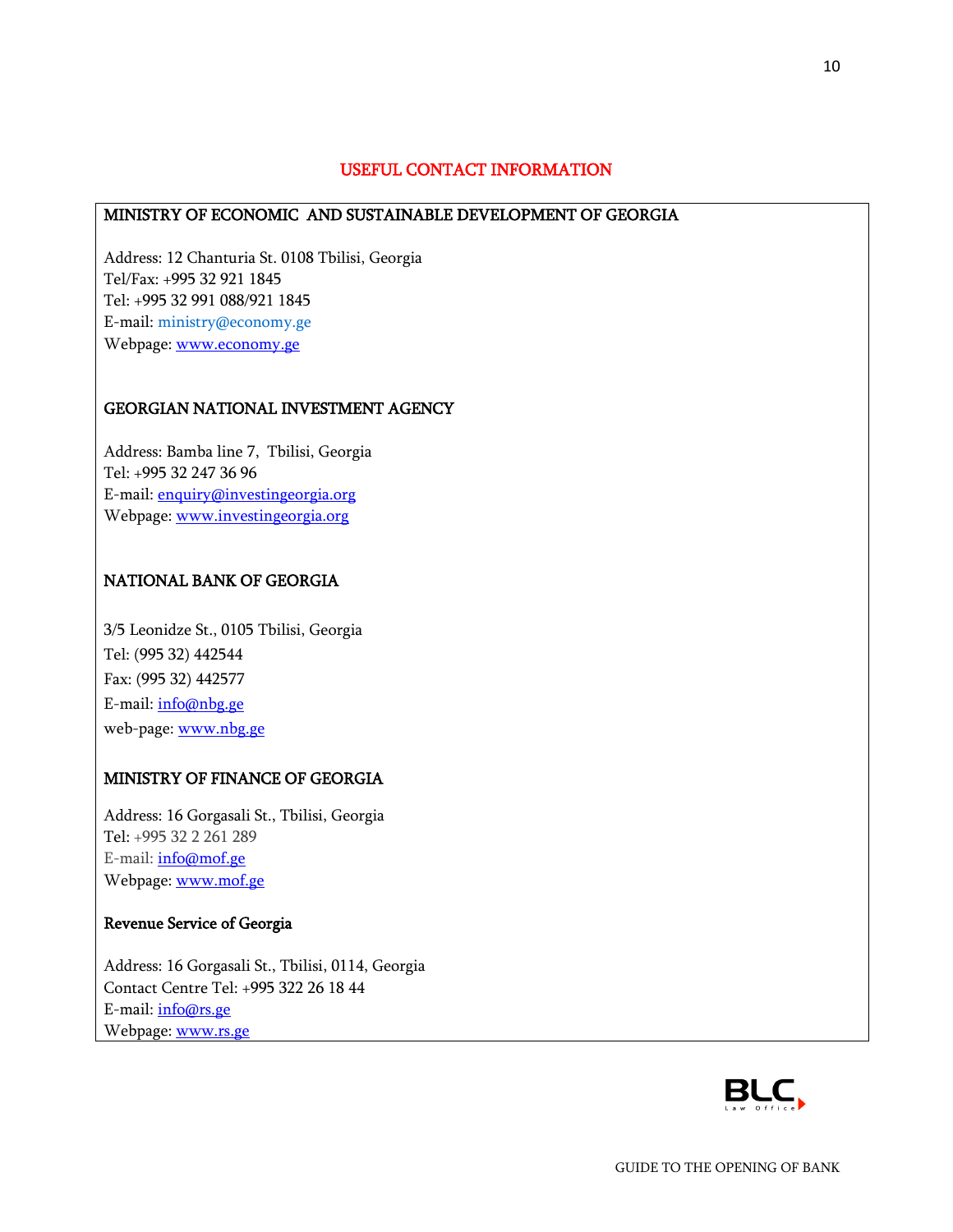## USEFUL CONTACT INFORMATION

### MINISTRY OF ECONOMIC AND SUSTAINABLE DEVELOPMENT OF GEORGIA

Address: 12 Chanturia St. 0108 Tbilisi, Georgia
Tel/Fax: +995 32 921 1845
Tel: +995 32 991 088/921 1845
E-mail: ministry@economy.ge
Webpage: www.economy.ge

### GEORGIAN NATIONAL INVESTMENT AGENCY

Address: Bamba line 7, Tbilisi, Georgia
Tel: +995 32 247 36 96
E-mail: enquiry@investingeorgia.org
Webpage: www.investingeorgia.org

### NATIONAL BANK OF GEORGIA

3/5 Leonidze St., 0105 Tbilisi, Georgia
Tel: (995 32) 442544
Fax: (995 32) 442577
E-mail: info@nbg.ge
web-page: www.nbg.ge

### MINISTRY OF FINANCE OF GEORGIA

Address: 16 Gorgasali St., Tbilisi, Georgia
Tel: +995 32 2 261 289
E-mail: info@mof.ge
Webpage: www.mof.ge

### Revenue Service of Georgia

Address: 16 Gorgasali St., Tbilisi, 0114, Georgia
Contact Centre Tel: +995 322 26 18 44
E-mail: info@rs.ge
Webpage: www.rs.ge